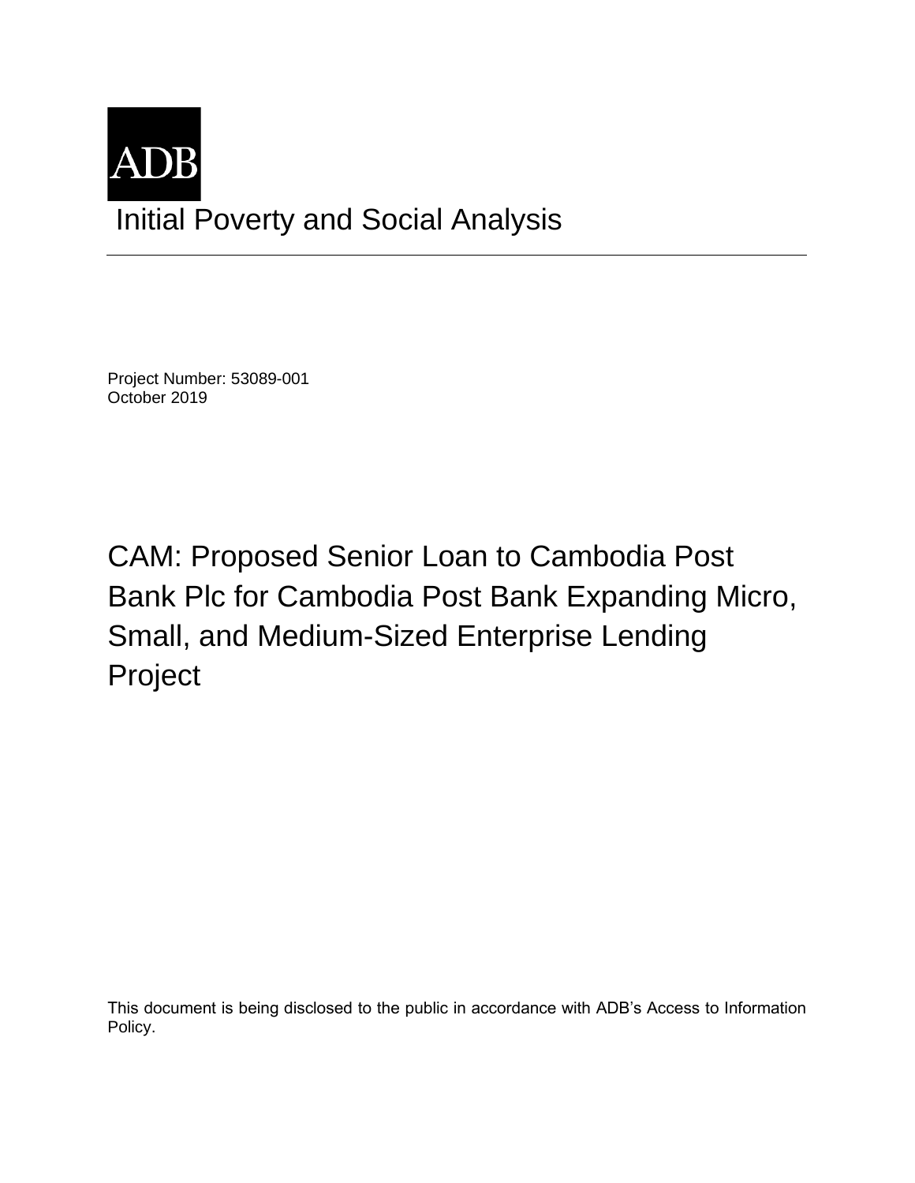ADB

# Initial Poverty and Social Analysis

Project Number: 53089-001
October 2019

## CAM: Proposed Senior Loan to Cambodia Post Bank Plc for Cambodia Post Bank Expanding Micro, Small, and Medium-Sized Enterprise Lending Project

This document is being disclosed to the public in accordance with ADB's Access to Information Policy.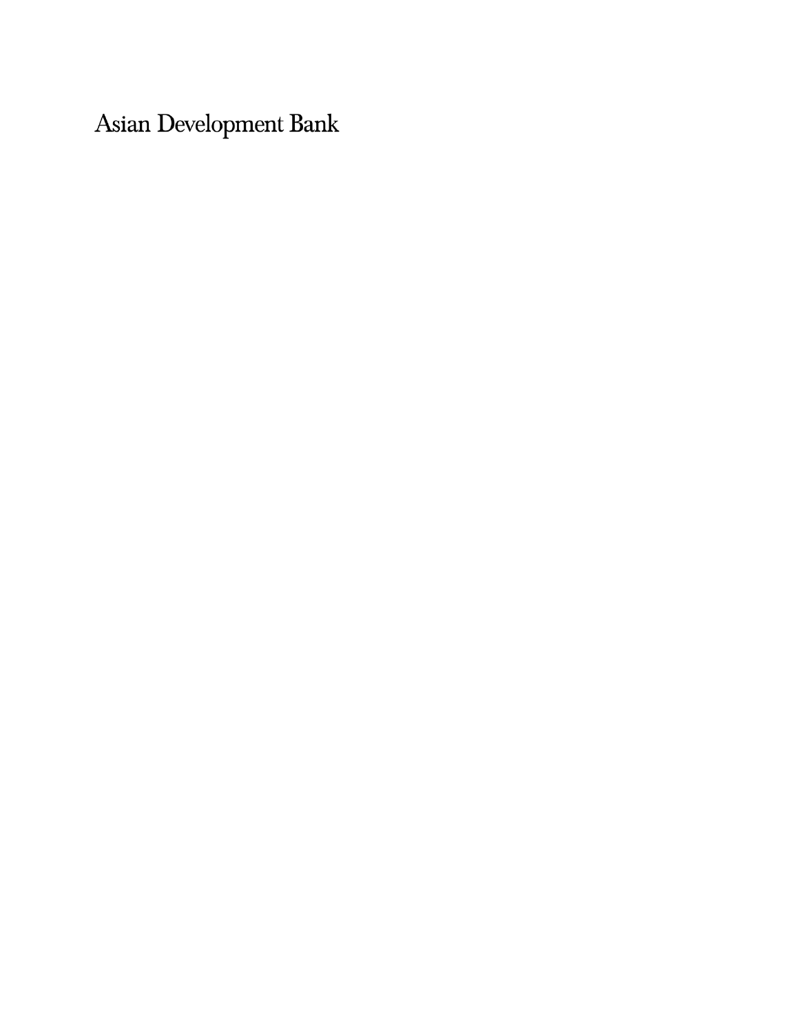Asian Development Bank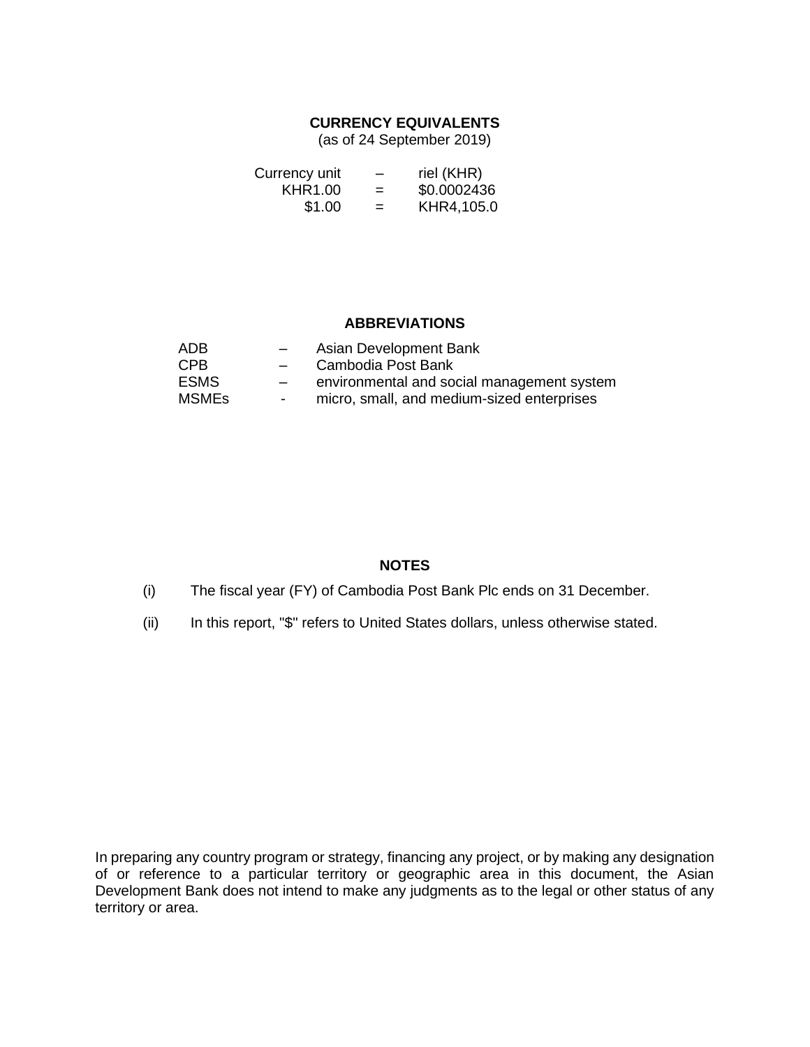## CURRENCY EQUIVALENTS

(as of 24 September 2019)

| | | |
|---|---|---|
| Currency unit | – | riel (KHR) |
| KHR1.00 | = | $0.0002436 |
| $1.00 | = | KHR4,105.0 |

## ABBREVIATIONS

| | | |
|---|---|---|
| ADB | – | Asian Development Bank |
| CPB | – | Cambodia Post Bank |
| ESMS | – | environmental and social management system |
| MSMEs | - | micro, small, and medium-sized enterprises |

## NOTES

(i) The fiscal year (FY) of Cambodia Post Bank Plc ends on 31 December.

(ii) In this report, "$" refers to United States dollars, unless otherwise stated.

In preparing any country program or strategy, financing any project, or by making any designation of or reference to a particular territory or geographic area in this document, the Asian Development Bank does not intend to make any judgments as to the legal or other status of any territory or area.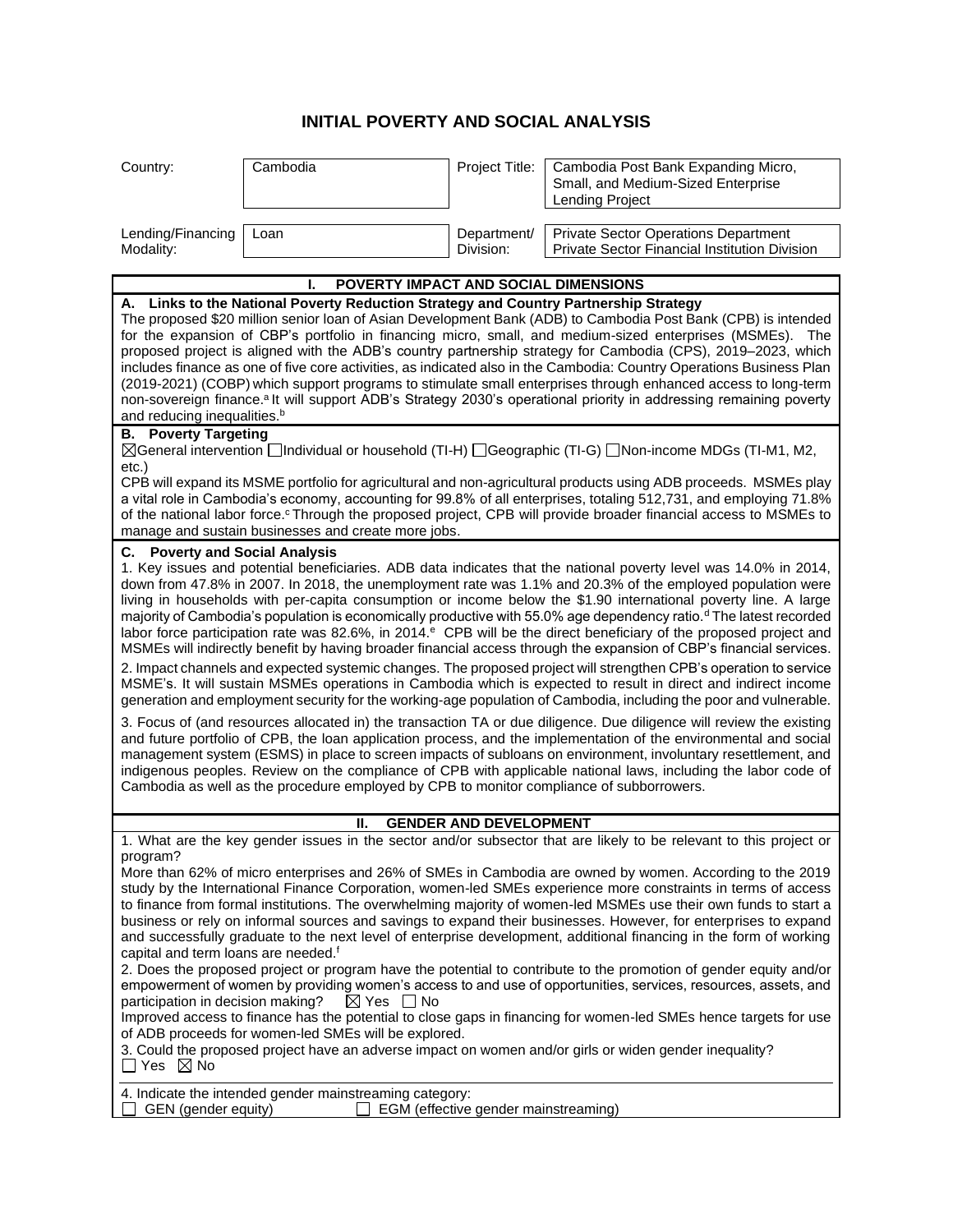# INITIAL POVERTY AND SOCIAL ANALYSIS

| Country: | Cambodia | Project Title: | Cambodia Post Bank Expanding Micro, Small, and Medium-Sized Enterprise Lending Project |
|---|---|---|---|
| Lending/Financing Modality: | Loan | Department/ Division: | Private Sector Operations Department Private Sector Financial Institution Division |

## I. POVERTY IMPACT AND SOCIAL DIMENSIONS

**A. Links to the National Poverty Reduction Strategy and Country Partnership Strategy**

The proposed $20 million senior loan of Asian Development Bank (ADB) to Cambodia Post Bank (CPB) is intended for the expansion of CBP's portfolio in financing micro, small, and medium-sized enterprises (MSMEs). The proposed project is aligned with the ADB's country partnership strategy for Cambodia (CPS), 2019–2023, which includes finance as one of five core activities, as indicated also in the Cambodia: Country Operations Business Plan (2019-2021) (COBP) which support programs to stimulate small enterprises through enhanced access to long-term non-sovereign finance.[a] It will support ADB's Strategy 2030's operational priority in addressing remaining poverty and reducing inequalities.[b]

**B. Poverty Targeting**

☒General intervention ☐Individual or household (TI-H) ☐Geographic (TI-G) ☐Non-income MDGs (TI-M1, M2, etc.)

CPB will expand its MSME portfolio for agricultural and non-agricultural products using ADB proceeds. MSMEs play a vital role in Cambodia's economy, accounting for 99.8% of all enterprises, totaling 512,731, and employing 71.8% of the national labor force.[c] Through the proposed project, CPB will provide broader financial access to MSMEs to manage and sustain businesses and create more jobs.

**C. Poverty and Social Analysis**

1. Key issues and potential beneficiaries. ADB data indicates that the national poverty level was 14.0% in 2014, down from 47.8% in 2007. In 2018, the unemployment rate was 1.1% and 20.3% of the employed population were living in households with per-capita consumption or income below the $1.90 international poverty line. A large majority of Cambodia's population is economically productive with 55.0% age dependency ratio.[d] The latest recorded labor force participation rate was 82.6%, in 2014.[e] CPB will be the direct beneficiary of the proposed project and MSMEs will indirectly benefit by having broader financial access through the expansion of CBP's financial services.

2. Impact channels and expected systemic changes. The proposed project will strengthen CPB's operation to service MSME's. It will sustain MSMEs operations in Cambodia which is expected to result in direct and indirect income generation and employment security for the working-age population of Cambodia, including the poor and vulnerable.

3. Focus of (and resources allocated in) the transaction TA or due diligence. Due diligence will review the existing and future portfolio of CPB, the loan application process, and the implementation of the environmental and social management system (ESMS) in place to screen impacts of subloans on environment, involuntary resettlement, and indigenous peoples. Review on the compliance of CPB with applicable national laws, including the labor code of Cambodia as well as the procedure employed by CPB to monitor compliance of subborrowers.

## II. GENDER AND DEVELOPMENT

1. What are the key gender issues in the sector and/or subsector that are likely to be relevant to this project or program?

More than 62% of micro enterprises and 26% of SMEs in Cambodia are owned by women. According to the 2019 study by the International Finance Corporation, women-led SMEs experience more constraints in terms of access to finance from formal institutions. The overwhelming majority of women-led MSMEs use their own funds to start a business or rely on informal sources and savings to expand their businesses. However, for enterprises to expand and successfully graduate to the next level of enterprise development, additional financing in the form of working capital and term loans are needed.[f]

2. Does the proposed project or program have the potential to contribute to the promotion of gender equity and/or empowerment of women by providing women's access to and use of opportunities, services, resources, assets, and participation in decision making? ☒ Yes ☐ No

Improved access to finance has the potential to close gaps in financing for women-led SMEs hence targets for use of ADB proceeds for women-led SMEs will be explored.

3. Could the proposed project have an adverse impact on women and/or girls or widen gender inequality?
☐ Yes ☒ No

4. Indicate the intended gender mainstreaming category:
☐ GEN (gender equity) ☐ EGM (effective gender mainstreaming)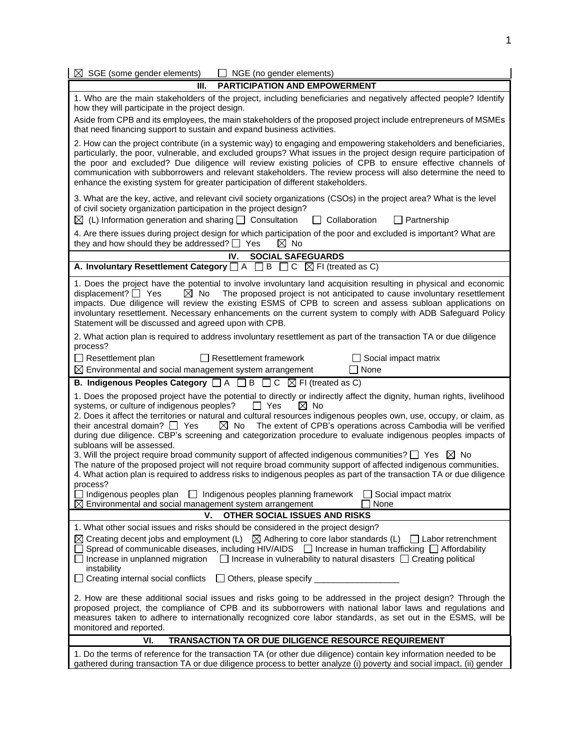☒ SGE (some gender elements) ☐ NGE (no gender elements)

## III. PARTICIPATION AND EMPOWERMENT

1. Who are the main stakeholders of the project, including beneficiaries and negatively affected people? Identify how they will participate in the project design.

Aside from CPB and its employees, the main stakeholders of the proposed project include entrepreneurs of MSMEs that need financing support to sustain and expand business activities.

2. How can the project contribute (in a systemic way) to engaging and empowering stakeholders and beneficiaries, particularly, the poor, vulnerable, and excluded groups? What issues in the project design require participation of the poor and excluded? Due diligence will review existing policies of CPB to ensure effective channels of communication with subborrowers and relevant stakeholders. The review process will also determine the need to enhance the existing system for greater participation of different stakeholders.

3. What are the key, active, and relevant civil society organizations (CSOs) in the project area? What is the level of civil society organization participation in the project design?

☒ (L) Information generation and sharing ☐ Consultation ☐ Collaboration ☐ Partnership

4. Are there issues during project design for which participation of the poor and excluded is important? What are they and how should they be addressed? ☐ Yes ☒ No

## IV. SOCIAL SAFEGUARDS

**A. Involuntary Resettlement Category** ☐ A ☐ B ☐ C ☒ FI (treated as C)

1. Does the project have the potential to involve involuntary land acquisition resulting in physical and economic displacement? ☐ Yes ☒ No The proposed project is not anticipated to cause involuntary resettlement impacts. Due diligence will review the existing ESMS of CPB to screen and assess subloan applications on involuntary resettlement. Necessary enhancements on the current system to comply with ADB Safeguard Policy Statement will be discussed and agreed upon with CPB.

2. What action plan is required to address involuntary resettlement as part of the transaction TA or due diligence process?

☐ Resettlement plan ☐ Resettlement framework ☐ Social impact matrix
☒ Environmental and social management system arrangement ☐ None

**B. Indigenous Peoples Category** ☐ A ☐ B ☐ C ☒ FI (treated as C)

1. Does the proposed project have the potential to directly or indirectly affect the dignity, human rights, livelihood systems, or culture of indigenous peoples? ☐ Yes ☒ No
2. Does it affect the territories or natural and cultural resources indigenous peoples own, use, occupy, or claim, as their ancestral domain? ☐ Yes ☒ No The extent of CPB's operations across Cambodia will be verified during due diligence. CBP's screening and categorization procedure to evaluate indigenous peoples impacts of subloans will be assessed.
3. Will the project require broad community support of affected indigenous communities? ☐ Yes ☒ No
The nature of the proposed project will not require broad community support of affected indigenous communities.
4. What action plan is required to address risks to indigenous peoples as part of the transaction TA or due diligence process?
☐ Indigenous peoples plan ☐ Indigenous peoples planning framework ☐ Social impact matrix
☒ Environmental and social management system arrangement ☐ None

## V. OTHER SOCIAL ISSUES AND RISKS

1. What other social issues and risks should be considered in the project design?

☒ Creating decent jobs and employment (L) ☒ Adhering to core labor standards (L) ☐ Labor retrenchment
☐ Spread of communicable diseases, including HIV/AIDS ☐ Increase in human trafficking ☐ Affordability
☐ Increase in unplanned migration ☐ Increase in vulnerability to natural disasters ☐ Creating political instability
☐ Creating internal social conflicts ☐ Others, please specify _________________

2. How are these additional social issues and risks going to be addressed in the project design? Through the proposed project, the compliance of CPB and its subborrowers with national labor laws and regulations and measures taken to adhere to internationally recognized core labor standards, as set out in the ESMS, will be monitored and reported.

## VI. TRANSACTION TA OR DUE DILIGENCE RESOURCE REQUIREMENT

1. Do the terms of reference for the transaction TA (or other due diligence) contain key information needed to be gathered during transaction TA or due diligence process to better analyze (i) poverty and social impact, (ii) gender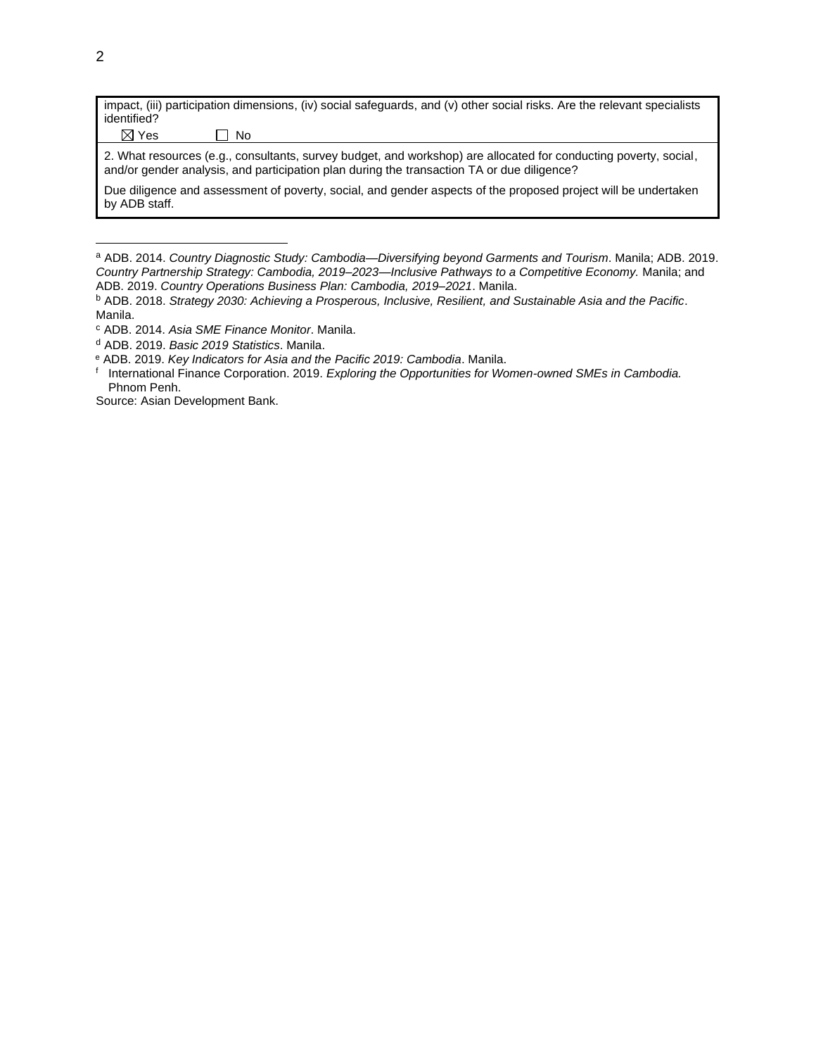impact, (iii) participation dimensions, (iv) social safeguards, and (v) other social risks. Are the relevant specialists identified?

☒ Yes ☐ No

2. What resources (e.g., consultants, survey budget, and workshop) are allocated for conducting poverty, social, and/or gender analysis, and participation plan during the transaction TA or due diligence?

Due diligence and assessment of poverty, social, and gender aspects of the proposed project will be undertaken by ADB staff.

---

[a] ADB. 2014. *Country Diagnostic Study: Cambodia—Diversifying beyond Garments and Tourism*. Manila; ADB. 2019. *Country Partnership Strategy: Cambodia, 2019–2023—Inclusive Pathways to a Competitive Economy.* Manila; and ADB. 2019. *Country Operations Business Plan: Cambodia, 2019–2021*. Manila.

[b] ADB. 2018. *Strategy 2030: Achieving a Prosperous, Inclusive, Resilient, and Sustainable Asia and the Pacific*. Manila.

[c] ADB. 2014. *Asia SME Finance Monitor*. Manila.

[d] ADB. 2019. *Basic 2019 Statistics*. Manila.

[e] ADB. 2019. *Key Indicators for Asia and the Pacific 2019: Cambodia*. Manila.

[f] International Finance Corporation. 2019. *Exploring the Opportunities for Women-owned SMEs in Cambodia.* Phnom Penh.

Source: Asian Development Bank.